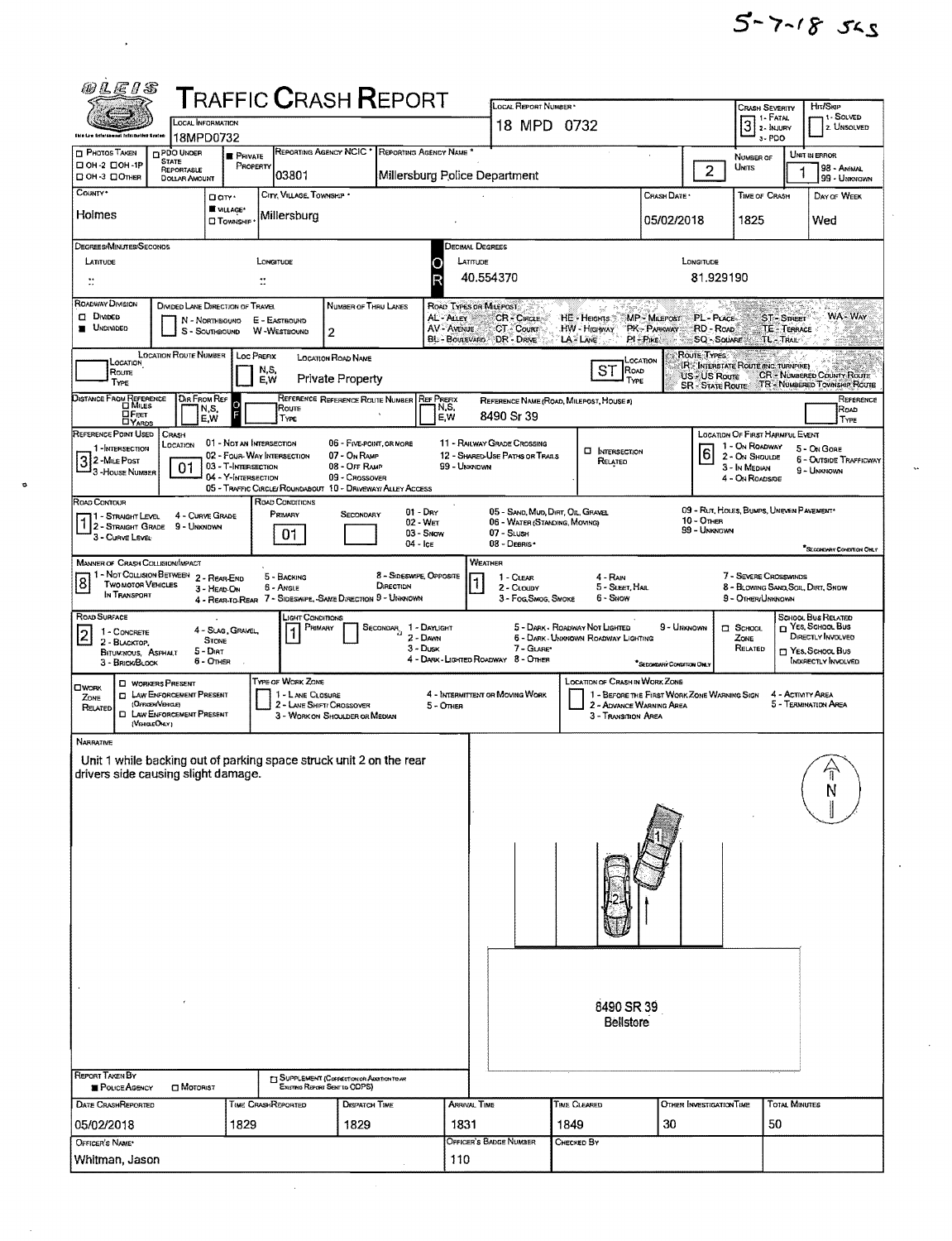5-7-18 sks

# TRAFFIC CRASH REPORT

| Field | Value |
|---|---|
| Local Information | 18MPD0732 |
| Local Report Number | 18 MPD 0732 |
| Crash Severity | 3 (1 - Fatal, 2 - Injury, 3 - PDO) |
| Hit/Skip | 1 - Solved, 2 - Unsolved |
| Photos Taken | OH-2 / OH-1P / OH-3 / Other |
| PDO Under State Reportable Dollar Amount | |
| Private Property | ■ |
| Reporting Agency NCIC | 03801 |
| Reporting Agency Name | Millersburg Police Department |
| Number of Units | 2 |
| Unit in Error | 1 (98 - Animal, 99 - Unknown) |
| County | Holmes |
| City, Village, Township | ■ Village — Millersburg |
| Crash Date | 05/02/2018 |
| Time of Crash | 1825 |
| Day of Week | Wed |
| Latitude (Decimal Degrees) | 40.554370 |
| Longitude (Decimal Degrees) | 81.929190 |
| Roadway Division | ■ Undivided |
| Number of Thru Lanes | 2 |
| Location Road Name | Private Property |
| Location Road Type | ST |
| Reference Name (Road, Milepost, House #) | 8490 Sr 39 |
| Reference Point Used | 3 - House Number |
| Crash Location | 01 - Not an Intersection |
| Location of First Harmful Event | 6 - Outside Trafficway |
| Road Contour | 1 - Straight Level |
| Road Conditions (Primary) | 01 - Dry |
| Manner of Crash Collision/Impact | 8 - Sideswipe, Opposite Direction |
| Weather | 1 - Clear |
| Road Surface | 2 - Blacktop, Bituminous, Asphalt |
| Light Conditions (Primary) | 1 - Daylight |

**Narrative**

Unit 1 while backing out of parking space struck unit 2 on the rear drivers side causing slight damage.

Diagram: 8490 SR 39 Bellstore

| Report Taken By | ■ Police Agency |
|---|---|
| Date Crash Reported | 05/02/2018 |
| Time Crash Reported | 1829 |
| Dispatch Time | 1829 |
| Arrival Time | 1831 |
| Time Cleared | 1849 |
| Other Investigation Time | 30 |
| Total Minutes | 50 |
| Officer's Name | Whitman, Jason |
| Officer's Badge Number | 110 |
| Checked By | |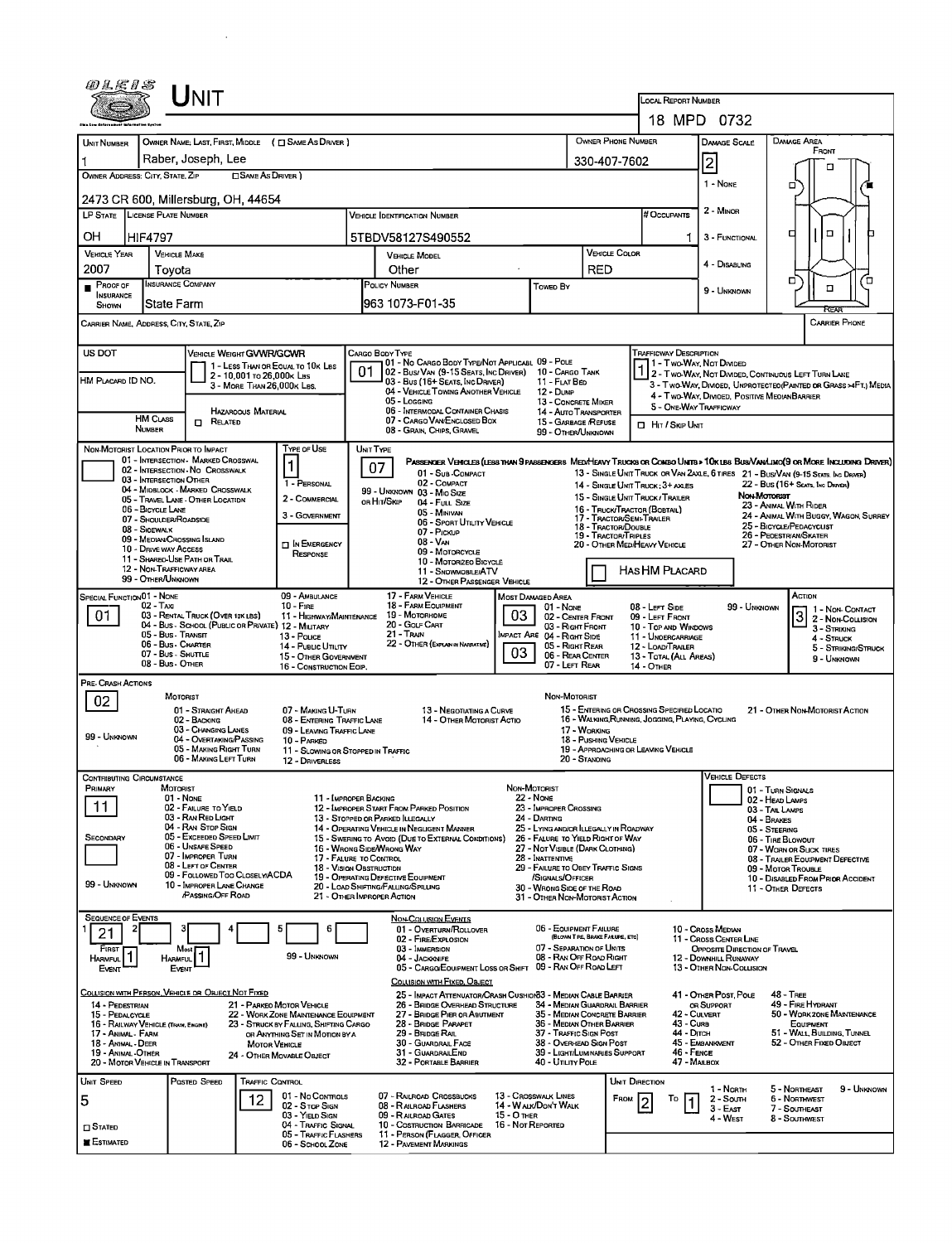# UNIT

**Local Report Number:** 18 MPD 0732

| Field | Value |
|---|---|
| Unit Number | 1 |
| Owner Name: Last, First, Middle | Raber, Joseph, Lee |
| Owner Phone Number | 330-407-7602 |
| Owner Address: City, State, Zip | 2473 CR 600, Millersburg, OH, 44654 |
| LP State | OH |
| License Plate Number | HIF4797 |
| Vehicle Identification Number | 5TBDV58127S490552 |
| # Occupants | 1 |
| Vehicle Year | 2007 |
| Vehicle Make | Toyota |
| Vehicle Model | Other |
| Vehicle Color | RED |
| Proof of Insurance Shown | Yes |
| Insurance Company | State Farm |
| Policy Number | 963 1073-F01-35 |
| Towed By | |
| Damage Scale | 2 |
| Carrier Name, Address, City, State, Zip | |
| Carrier Phone | |

Damage Scale: 1 - None; 2 - Minor; 3 - Functional; 4 - Disabling; 9 - Unknown

Damage Area: Front / Rear

| Field | Value |
|---|---|
| US DOT | |
| Vehicle Weight GVWR/GCWR | 1 - Less Than or Equal to 10K Lbs; 2 - 10,001 to 26,000K Lbs; 3 - More Than 26,000K Lbs. |
| HM Placard ID No. | |
| HM Class Number | |
| Hazardous Material | Related |
| Cargo Body Type | 01 |
| Trafficway Description | 1 |
| Hit / Skip Unit | |

Cargo Body Type: 01 - No Cargo Body Type/Not Applicable; 02 - Bus/Van (9-15 Seats, Inc Driver); 03 - Bus (16+ Seats, Inc Driver); 04 - Vehicle Towing Another Vehicle; 05 - Logging; 06 - Intermodal Container Chasis; 07 - Cargo Van/Enclosed Box; 08 - Grain, Chips, Gravel; 09 - Pole; 10 - Cargo Tank; 11 - Flat Bed; 12 - Dump; 13 - Concrete Mixer; 14 - Auto Transporter; 15 - Garbage/Refuse; 99 - Other/Unknown

Trafficway Description: 1 - Two-Way, Not Divided; 2 - Two-Way, Not Divided, Continuous Left Turn Lane; 3 - Two-Way, Divided, Unprotected(Painted or Grass >4Ft.) Media; 4 - Two-Way, Divided, Positive Median Barrier; 5 - One-Way Trafficway

| Field | Value |
|---|---|
| Non-Motorist Location Prior to Impact | |
| Type of Use | 1 |
| Unit Type | 07 |

Non-Motorist Location Prior to Impact: 01 - Intersection - Marked Crosswal; 02 - Intersection - No Crosswalk; 03 - Intersection Other; 04 - Midblock - Marked Crosswalk; 05 - Travel Lane - Other Location; 06 - Bicycle Lane; 07 - Shoulder/Roadside; 08 - Sidewalk; 09 - Median/Crossing Island; 10 - Drive way Access; 11 - Shared-Use Path or Trail; 12 - Non-Trafficway Area; 99 - Other/Unknown

Type of Use: 1 - Personal; 2 - Commercial; 3 - Government; In Emergency Response

Unit Type: Passenger Vehicles (less than 9 passengers): 01 - Sub-Compact; 02 - Compact; 99 - Unknown 03 - Mid Size or Hit/Skip; 04 - Full Size; 05 - Minivan; 06 - Sport Utility Vehicle; 07 - Pickup; 08 - Van; 09 - Motorcycle; 10 - Motorized Bicycle; 11 - Snowmobile/ATV; 12 - Other Passenger Vehicle. Med/Heavy Trucks or Combo Units > 10K lbs Bus/Van/Limo (9 or More Including Driver): 13 - Single Unit Truck or Van 2axle, 6 Tires; 14 - Single Unit Truck; 3+ Axles; 15 - Single Unit Truck / Trailer; 16 - Truck/Tractor (Bobtail); 17 - Tractor/Semi-Trailer; 18 - Tractor/Double; 19 - Tractor/Triples; 20 - Other Med/Heavy Vehicle; 21 - Bus/Van (9-15 Seats, Inc Driver); 22 - Bus (16+ Seats, Inc Driver). Non-Motorist: 23 - Animal With Rider; 24 - Animal With Buggy, Wagon, Surrey; 25 - Bicycle/Pedacyclist; 26 - Pedestrian/Skater; 27 - Other Non-Motorist. Has HM Placard

| Field | Value |
|---|---|
| Special Function | 01 |
| Most Damaged Area | 03 |
| Impact Area | 03 |
| Action | 3 |

Special Function: 01 - None; 02 - Taxi; 03 - Rental Truck (Over 10K lbs); 04 - Bus - School (Public or Private); 05 - Bus - Transit; 06 - Bus - Charter; 07 - Bus - Shuttle; 08 - Bus - Other; 09 - Ambulance; 10 - Fire; 11 - Highway/Maintenance; 12 - Military; 13 - Police; 14 - Public Utility; 15 - Other Government; 16 - Construction Eqip.; 17 - Farm Vehicle; 18 - Farm Equipment; 19 - Motorhome; 20 - Golf Cart; 21 - Train; 22 - Other (Explain in Narrative)

Most Damaged Area / Impact Area: 01 - None; 02 - Center Front; 03 - Right Front; 04 - Right Side; 05 - Right Rear; 06 - Rear Center; 07 - Left Rear; 08 - Left Side; 09 - Left Front; 10 - Top and Windows; 11 - Undercarriage; 12 - Load/Trailer; 13 - Total (All Areas); 14 - Other; 99 - Unknown

Action: 1 - Non-Contact; 2 - Non-Collision; 3 - Striking; 4 - Struck; 5 - Striking/Struck; 9 - Unknown

**Pre-Crash Actions:** 02

Motorist: 01 - Straight Ahead; 02 - Backing; 03 - Changing Lanes; 04 - Overtaking/Passing; 05 - Making Right Turn; 06 - Making Left Turn; 07 - Making U-Turn; 08 - Entering Traffic Lane; 09 - Leaving Traffic Lane; 10 - Parked; 11 - Slowing or Stopped in Traffic; 12 - Driverless; 13 - Negotiating a Curve; 14 - Other Motorist Actio; 99 - Unknown

Non-Motorist: 15 - Entering or Crossing Specified Locatio; 16 - Walking, Running, Jogging, Playing, Cycling; 17 - Working; 18 - Pushing Vehicle; 19 - Approaching or Leaving Vehicle; 20 - Standing; 21 - Other Non-Motorist Action

**Contributing Circumstance:** Primary: 11; Secondary: (blank)

Motorist: 01 - None; 02 - Failure to Yield; 03 - Ran Red Light; 04 - Ran Stop Sign; 05 - Exceeded Speed Limit; 06 - Unsafe Speed; 07 - Improper Turn; 08 - Left of Center; 09 - Followed Too Closely/ACDA; 10 - Improper Lane Change /Passing/Off Road; 11 - Improper Backing; 12 - Improper Start From Parked Position; 13 - Stopped or Parked Illegally; 14 - Operating Vehicle in Negligent Manner; 15 - Swering to Avoid (Due to External Conditions); 16 - Wrong Side/Wrong Way; 17 - Failure to Control; 18 - Vision Obstruction; 19 - Operating Defective Equipment; 20 - Load Shifting/Falling/Spilling; 21 - Other Improper Action; 99 - Unknown

Non-Motorist: 22 - None; 23 - Improper Crossing; 24 - Darting; 25 - Lying and/or Illegally in Roadway; 26 - Failure to Yield Right of Way; 27 - Not Visible (Dark Clothing); 28 - Inattentive; 29 - Failure to Obey Traffic Signs /Signals/Officer; 30 - Wrong Side of the Road; 31 - Other Non-Motorist Action

Vehicle Defects: 01 - Turn Signals; 02 - Head Lamps; 03 - Tail Lamps; 04 - Brakes; 05 - Steering; 06 - Tire Blowout; 07 - Worn or Slick Tires; 08 - Trailer Equipment Defective; 09 - Motor Trouble; 10 - Disabled From Prior Accident; 11 - Other Defects

**Sequence of Events:** 1: 21; 2: ; 3: ; 4: ; 5: ; 6: ; First Harmful Event: 1; Most Harmful Event: 1

Non-Collision Events: 01 - Overturn/Rollover; 02 - Fire/Explosion; 03 - Immersion; 04 - Jackknife; 05 - Cargo/Equipment Loss or Shift; 06 - Equipment Failure (Blown Tire, Brake Failure, etc); 07 - Separation of Units; 08 - Ran Off Road Right; 09 - Ran Off Road Left; 10 - Cross Median; 11 - Cross Center Line Opposite Direction of Travel; 12 - Downhill Runaway; 13 - Other Non-Collision; 99 - Unknown

Collision with Person, Vehicle or Object Not Fixed: 14 - Pedestrian; 15 - Pedalcycle; 16 - Railway Vehicle (Train, Engine); 17 - Animal - Farm; 18 - Animal - Deer; 19 - Animal - Other; 20 - Motor Vehicle in Transport; 21 - Parked Motor Vehicle; 22 - Work Zone Maintenance Equipment; 23 - Struck by Falling, Shifting Cargo or Anything Set in Motion by a Motor Vehicle; 24 - Other Movable Object

Collision with Fixed, Object: 25 - Impact Attenuator/Crash Cushion; 26 - Bridge Overhead Structure; 27 - Bridge Pier or Abutment; 28 - Bridge Parapet; 29 - Bridge Rail; 30 - Guardrail Face; 31 - Guardrail End; 32 - Portable Barrier; 33 - Median Cable Barrier; 34 - Median Guardrail Barrier; 35 - Median Concrete Barrier; 36 - Median Other Barrier; 37 - Traffic Sign Post; 38 - Overhead Sign Post; 39 - Light/Luminaries Support; 40 - Utility Pole; 41 - Other Post, Pole or Support; 42 - Culvert; 43 - Curb; 44 - Ditch; 45 - Embankment; 46 - Fence; 47 - Mailbox; 48 - Tree; 49 - Fire Hydrant; 50 - Workzone Maintenance Equipment; 51 - Wall, Building, Tunnel; 52 - Other Fixed Object

| Field | Value |
|---|---|
| Unit Speed | 5 |
| Posted Speed | 12 |
| Traffic Control | |
| Stated / Estimated | Estimated |
| Unit Direction From | 2 |
| Unit Direction To | 1 |

Traffic Control: 01 - No Controls; 02 - Stop Sign; 03 - Yield Sign; 04 - Traffic Signal; 05 - Traffic Flashers; 06 - School Zone; 07 - Railroad Crossbucks; 08 - Railroad Flashers; 09 - Railroad Gates; 10 - Construction Barricade; 11 - Person (Flagger, Officer); 12 - Pavement Markings; 13 - Crosswalk Lines; 14 - Walk/Don't Walk; 15 - Other; 16 - Not Reported

Unit Direction: 1 - North; 2 - South; 3 - East; 4 - West; 5 - Northeast; 6 - Northwest; 7 - Southeast; 8 - Southwest; 9 - Unknown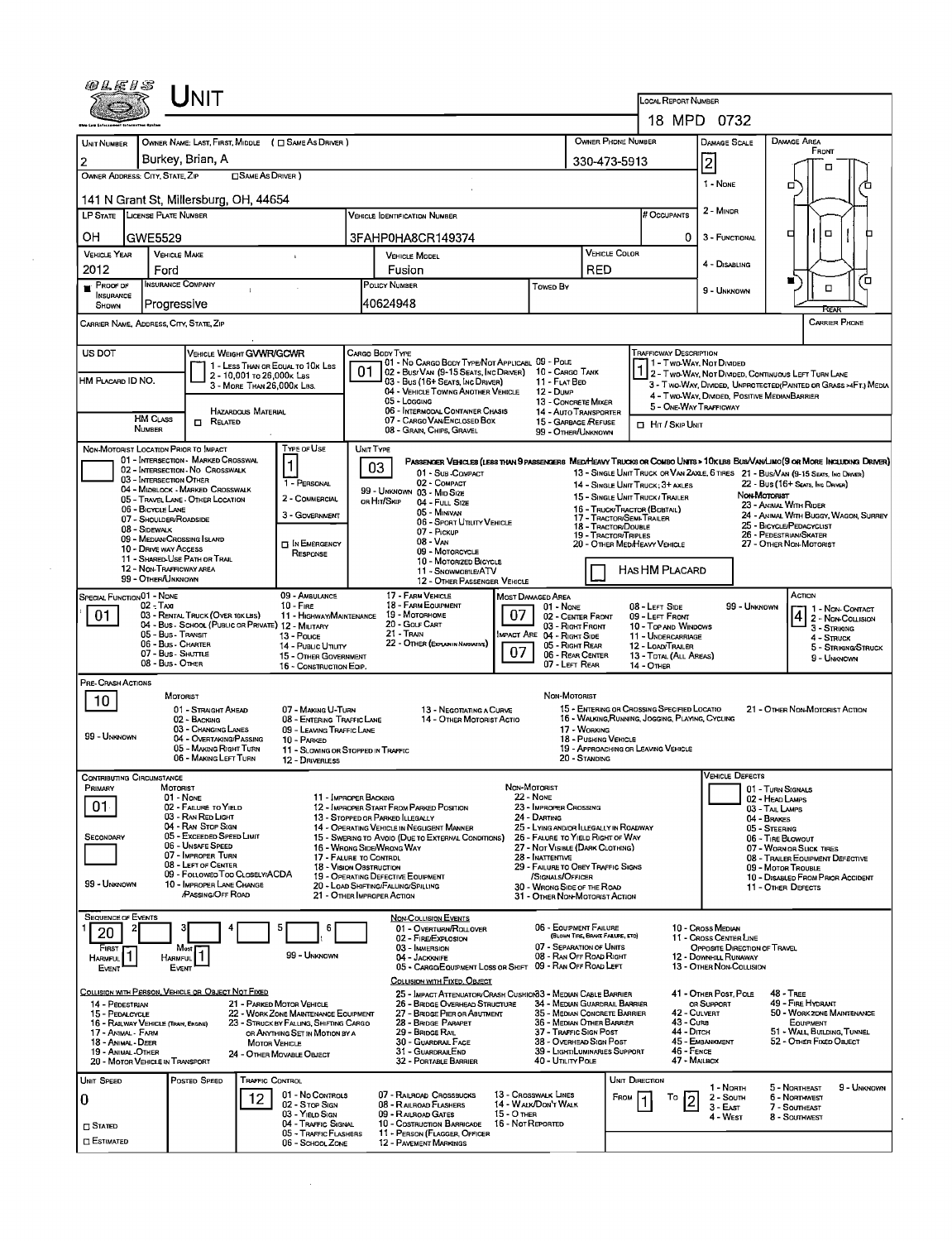# UNIT

**LOCAL REPORT NUMBER:** 18 MPD 0732

| UNIT NUMBER | OWNER NAME: LAST, FIRST, MIDDLE (☐ SAME AS DRIVER) | OWNER PHONE NUMBER | DAMAGE SCALE | DAMAGE AREA |
|---|---|---|---|---|
| 2 | Burkey, Brian, A | 330-473-5913 | 2 | FRONT |

**OWNER ADDRESS: CITY, STATE, ZIP** (☐ SAME AS DRIVER): 141 N Grant St, Millersburg, OH, 44654

| LP STATE | LICENSE PLATE NUMBER | VEHICLE IDENTIFICATION NUMBER | # OCCUPANTS |
|---|---|---|---|
| OH | GWE5529 | 3FAHP0HA8CR149374 | 0 |

| VEHICLE YEAR | VEHICLE MAKE | VEHICLE MODEL | VEHICLE COLOR |
|---|---|---|---|
| 2012 | Ford | Fusion | RED |

| PROOF OF INSURANCE SHOWN | INSURANCE COMPANY | POLICY NUMBER | TOWED BY |
|---|---|---|---|
| ■ | Progressive | 40624948 | |

Damage Scale: 1 - NONE, 2 - MINOR, 3 - FUNCTIONAL, 4 - DISABLING, 9 - UNKNOWN

CARRIER NAME, ADDRESS, CITY, STATE, ZIP | CARRIER PHONE

US DOT | HM PLACARD ID NO. | HM CLASS NUMBER | ☐ HAZARDOUS MATERIAL RELATED

**VEHICLE WEIGHT GVWR/GCWR:** 1 - LESS THAN OR EQUAL TO 10K LBS; 2 - 10,001 TO 26,000K LBS; 3 - MORE THAN 26,000K LBS.

**CARGO BODY TYPE:** 01
01 - NO CARGO BODY TYPE/NOT APPLICABLE; 02 - BUS/VAN (9-15 SEATS, INC DRIVER); 03 - BUS (16+ SEATS, INC DRIVER); 04 - VEHICLE TOWING ANOTHER VEHICLE; 05 - LOGGING; 06 - INTERMODAL CONTAINER CHASIS; 07 - CARGO VAN/ENCLOSED BOX; 08 - GRAIN, CHIPS, GRAVEL; 09 - POLE; 10 - CARGO TANK; 11 - FLAT BED; 12 - DUMP; 13 - CONCRETE MIXER; 14 - AUTO TRANSPORTER; 15 - GARBAGE/REFUSE; 99 - OTHER/UNKNOWN

**TRAFFICWAY DESCRIPTION:** 1
1 - TWO-WAY, NOT DIVIDED; 2 - TWO-WAY, NOT DIVIDED, CONTINUOUS LEFT TURN LANE; 3 - TWO-WAY, DIVIDED, UNPROTECTED (PAINTED OR GRASS >4FT.) MEDIA; 4 - TWO-WAY, DIVIDED, POSITIVE MEDIAN BARRIER; 5 - ONE-WAY TRAFFICWAY
☐ HIT / SKIP UNIT

**NON-MOTORIST LOCATION PRIOR TO IMPACT:**
01 - INTERSECTION - MARKED CROSSWAL; 02 - INTERSECTION - NO CROSSWALK; 03 - INTERSECTION OTHER; 04 - MIDBLOCK - MARKED CROSSWALK; 05 - TRAVEL LANE - OTHER LOCATION; 06 - BICYCLE LANE; 07 - SHOULDER/ROADSIDE; 08 - SIDEWALK; 09 - MEDIAN/CROSSING ISLAND; 10 - DRIVE WAY ACCESS; 11 - SHARED-USE PATH OR TRAIL; 12 - NON-TRAFFICWAY AREA; 99 - OTHER/UNKNOWN

**TYPE OF USE:** 1
1 - PERSONAL; 2 - COMMERCIAL; 3 - GOVERNMENT; ☐ IN EMERGENCY RESPONSE

**UNIT TYPE:** 03
PASSENGER VEHICLES (LESS THAN 9 PASSENGERS MED/HEAVY TRUCKS OR COMBO UNITS > 10K LBS BUS/VAN/LIMO (9 OR MORE INCLUDING DRIVER)
01 - SUB-COMPACT; 02 - COMPACT; 99 - UNKNOWN 03 - MID SIZE; OR HIT/SKIP 04 - FULL SIZE; 05 - MINIVAN; 06 - SPORT UTILITY VEHICLE; 07 - PICKUP; 08 - VAN; 09 - MOTORCYCLE; 10 - MOTORIZED BICYCLE; 11 - SNOWMOBILE/ATV; 12 - OTHER PASSENGER VEHICLE
13 - SINGLE UNIT TRUCK OR VAN 2AXLE, 6 TIRES; 14 - SINGLE UNIT TRUCK; 3+ AXLES; 15 - SINGLE UNIT TRUCK / TRAILER; 16 - TRUCK/TRACTOR (BOBTAIL); 17 - TRACTOR/SEMI-TRAILER; 18 - TRACTOR/DOUBLE; 19 - TRACTOR/TRIPLES; 20 - OTHER MED/HEAVY VEHICLE
21 - BUS/VAN (9-15 SEATS, INC DRIVER); 22 - BUS (16+ SEATS, INC DRIVER)
NON-MOTORIST: 23 - ANIMAL WITH RIDER; 24 - ANIMAL WITH BUGGY, WAGON, SURREY; 25 - BICYCLE/PEDACYCLIST; 26 - PEDESTRIAN/SKATER; 27 - OTHER NON-MOTORIST
☐ HAS HM PLACARD

**SPECIAL FUNCTION:** 01
01 - NONE; 02 - TAXI; 03 - RENTAL TRUCK (OVER 10K LBS); 04 - BUS - SCHOOL (PUBLIC OR PRIVATE); 05 - BUS - TRANSIT; 06 - BUS - CHARTER; 07 - BUS - SHUTTLE; 08 - BUS - OTHER; 09 - AMBULANCE; 10 - FIRE; 11 - HIGHWAY/MAINTENANCE; 12 - MILITARY; 13 - POLICE; 14 - PUBLIC UTILITY; 15 - OTHER GOVERNMENT; 16 - CONSTRUCTION EQIP.; 17 - FARM VEHICLE; 18 - FARM EQUIPMENT; 19 - MOTORHOME; 20 - GOLF CART; 21 - TRAIN; 22 - OTHER (EXPLAIN IN NARRATIVE)

**MOST DAMAGED AREA:** 07
**IMPACT ARE:** 07
01 - NONE; 02 - CENTER FRONT; 03 - RIGHT FRONT; 04 - RIGHT SIDE; 05 - RIGHT REAR; 06 - REAR CENTER; 07 - LEFT REAR; 08 - LEFT SIDE; 09 - LEFT FRONT; 10 - TOP AND WINDOWS; 11 - UNDERCARRIAGE; 12 - LOAD/TRAILER; 13 - TOTAL (ALL AREAS); 14 - OTHER; 99 - UNKNOWN

**ACTION:** 4
1 - NON-CONTACT; 2 - NON-COLLISION; 3 - STRIKING; 4 - STRUCK; 5 - STRIKING/STRUCK; 9 - UNKNOWN

**PRE-CRASH ACTIONS:** 10
MOTORIST: 01 - STRAIGHT AHEAD; 02 - BACKING; 03 - CHANGING LANES; 04 - OVERTAKING/PASSING; 05 - MAKING RIGHT TURN; 06 - MAKING LEFT TURN; 07 - MAKING U-TURN; 08 - ENTERING TRAFFIC LANE; 09 - LEAVING TRAFFIC LANE; 10 - PARKED; 11 - SLOWING OR STOPPED IN TRAFFIC; 12 - DRIVERLESS; 13 - NEGOTIATING A CURVE; 14 - OTHER MOTORIST ACTIO; 99 - UNKNOWN
NON-MOTORIST: 15 - ENTERING OR CROSSING SPECIFIED LOCATIO; 16 - WALKING, RUNNING, JOGGING, PLAYING, CYCLING; 17 - WORKING; 18 - PUSHING VEHICLE; 19 - APPROACHING OR LEAVING VEHICLE; 20 - STANDING; 21 - OTHER NON-MOTORIST ACTION

**CONTRIBUTING CIRCUMSTANCE**
PRIMARY: 01
SECONDARY:
MOTORIST: 01 - NONE; 02 - FAILURE TO YIELD; 03 - RAN RED LIGHT; 04 - RAN STOP SIGN; 05 - EXCEEDED SPEED LIMIT; 06 - UNSAFE SPEED; 07 - IMPROPER TURN; 08 - LEFT OF CENTER; 09 - FOLLOWED TOO CLOSELY/ACDA; 10 - IMPROPER LANE CHANGE /PASSING/OFF ROAD; 11 - IMPROPER BACKING; 12 - IMPROPER START FROM PARKED POSITION; 13 - STOPPED OR PARKED ILLEGALLY; 14 - OPERATING VEHICLE IN NEGLIGENT MANNER; 15 - SWERING TO AVOID (DUE TO EXTERNAL CONDITIONS); 16 - WRONG SIDE/WRONG WAY; 17 - FALURE TO CONTROL; 18 - VISION OBSTRUCTION; 19 - OPERATING DEFECTIVE EQUIPMENT; 20 - LOAD SHIFTING/FALLING/SPILLING; 21 - OTHER IMPROPER ACTION; 99 - UNKNOWN
NON-MOTORIST: 22 - NONE; 23 - IMPROPER CROSSING; 24 - DARTING; 25 - LYING AND/OR ILLEGALLY IN ROADWAY; 26 - FALURE TO YIELD RIGHT OF WAY; 27 - NOT VISIBLE (DARK CLOTHING); 28 - INATTENTIVE; 29 - FAILURE TO OBEY TRAFFIC SIGNS /SIGNALS/OFFICER; 30 - WRONG SIDE OF THE ROAD; 31 - OTHER NON-MOTORIST ACTION

**VEHICLE DEFECTS:** 01 - TURN SIGNALS; 02 - HEAD LAMPS; 03 - TAIL LAMPS; 04 - BRAKES; 05 - STEERING; 06 - TIRE BLOWOUT; 07 - WORN OR SLICK TIRES; 08 - TRAILER EQUIPMENT DEFECTIVE; 09 - MOTOR TROUBLE; 10 - DISABLED FROM PRIOR ACCIDENT; 11 - OTHER DEFECTS

**SEQUENCE OF EVENTS:** 1: 20 | 2: | 3: | 4: | 5: | 6:
FIRST HARMFUL EVENT: 1 | MOST HARMFUL EVENT: 1 | 99 - UNKNOWN

NON-COLLISION EVENTS: 01 - OVERTURN/ROLLOVER; 02 - FIRE/EXPLOSION; 03 - IMMERSION; 04 - JACKKNIFE; 05 - CARGO/EQUIPMENT LOSS OR SHIFT; 06 - EQUIPMENT FAILURE (BLOWN TIRE, BRAKE FAILURE, ETC); 07 - SEPARATION OF UNITS; 08 - RAN OFF ROAD RIGHT; 09 - RAN OFF ROAD LEFT; 10 - CROSS MEDIAN; 11 - CROSS CENTER LINE OPPOSITE DIRECTION OF TRAVEL; 12 - DOWNHILL RUNAWAY; 13 - OTHER NON-COLLISION

COLLISION WITH PERSON, VEHICLE OR OBJECT NOT FIXED: 14 - PEDESTRIAN; 15 - PEDALCYCLE; 16 - RAILWAY VEHICLE (TRAIN, ENGINE); 17 - ANIMAL - FARM; 18 - ANIMAL - DEER; 19 - ANIMAL - OTHER; 20 - MOTOR VEHICLE IN TRANSPORT; 21 - PARKED MOTOR VEHICLE; 22 - WORK ZONE MAINTENANCE EQUIPMENT; 23 - STRUCK BY FALLING, SHIFTING CARGO OR ANYTHING SET IN MOTION BY A MOTOR VEHICLE; 24 - OTHER MOVABLE OBJECT

COLLISION WITH FIXED, OBJECT: 25 - IMPACT ATTENUATOR/CRASH CUSHION; 26 - BRIDGE OVERHEAD STRUCTURE; 27 - BRIDGE PIER OR ABUTMENT; 28 - BRIDGE PARAPET; 29 - BRIDGE RAIL; 30 - GUARDRAIL FACE; 31 - GUARDRAIL END; 32 - PORTABLE BARRIER; 33 - MEDIAN CABLE BARRIER; 34 - MEDIAN GUARDRAIL BARRIER; 35 - MEDIAN CONCRETE BARRIER; 36 - MEDIAN OTHER BARRIER; 37 - TRAFFIC SIGN POST; 38 - OVERHEAD SIGN POST; 39 - LIGHT/LUMINARIES SUPPORT; 40 - UTILITY POLE; 41 - OTHER POST, POLE OR SUPPORT; 42 - CULVERT; 43 - CURB; 44 - DITCH; 45 - EMBANKMENT; 46 - FENCE; 47 - MAILBOX; 48 - TREE; 49 - FIRE HYDRANT; 50 - WORKZONE MAINTENANCE EQUIPMENT; 51 - WALL, BUILDING, TUNNEL; 52 - OTHER FIXED OBJECT

| UNIT SPEED | POSTED SPEED | TRAFFIC CONTROL | UNIT DIRECTION |
|---|---|---|---|
| 0 | 12 | | FROM 1 TO 2 |

☐ STATED ☐ ESTIMATED

TRAFFIC CONTROL: 01 - NO CONTROLS; 02 - STOP SIGN; 03 - YIELD SIGN; 04 - TRAFFIC SIGNAL; 05 - TRAFFIC FLASHERS; 06 - SCHOOL ZONE; 07 - RAILROAD CROSSBUCKS; 08 - RAILROAD FLASHERS; 09 - RAILROAD GATES; 10 - COSTRUCTION BARRICADE; 11 - PERSON (FLAGGER, OFFICER); 12 - PAVEMENT MARKINGS; 13 - CROSSWALK LINES; 14 - WALK/DON'T WALK; 15 - OTHER; 16 - NOT REPORTED

UNIT DIRECTION: 1 - NORTH; 2 - SOUTH; 3 - EAST; 4 - WEST; 5 - NORTHEAST; 6 - NORTHWEST; 7 - SOUTHEAST; 8 - SOUTHWEST; 9 - UNKNOWN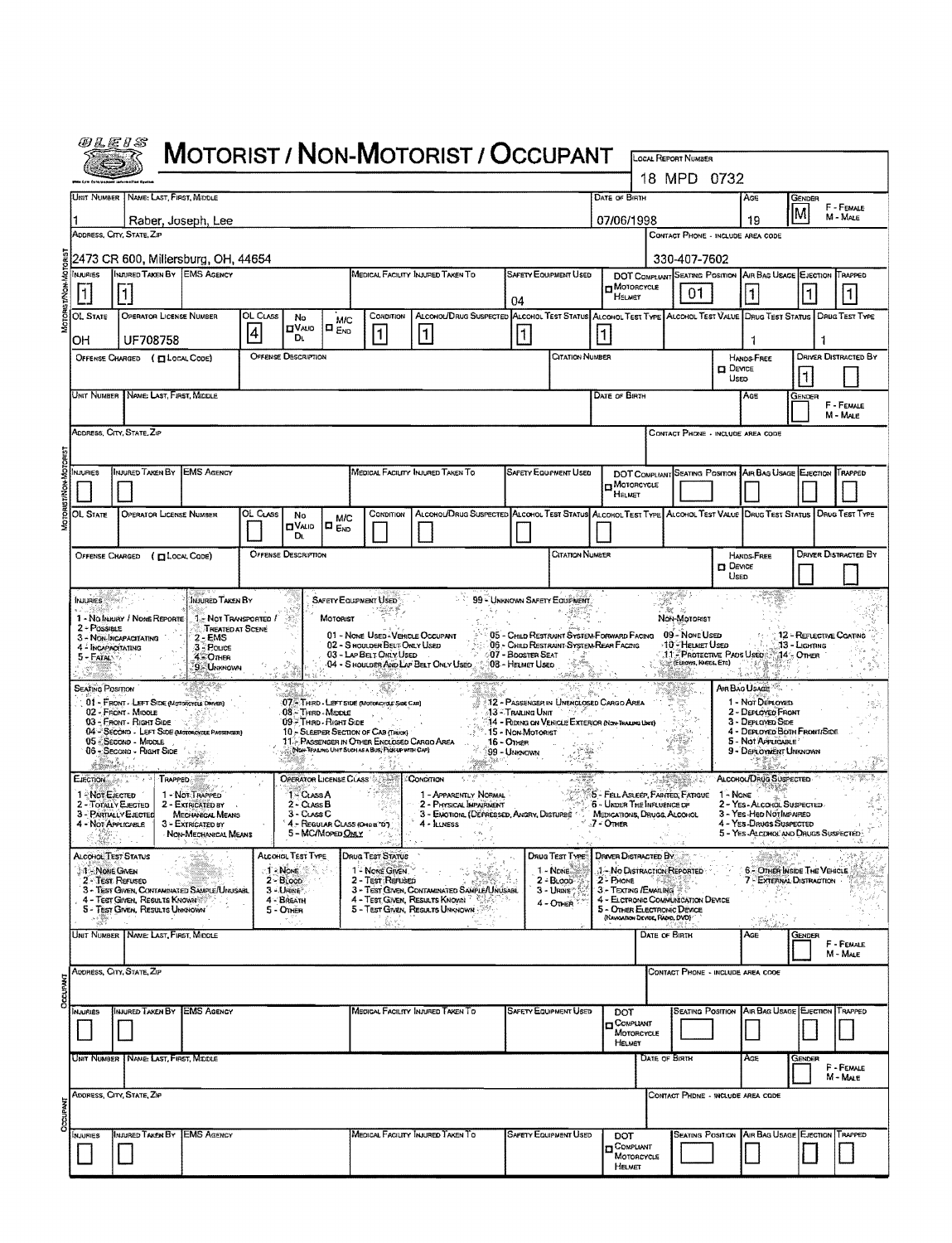# MOTORIST / NON-MOTORIST / OCCUPANT

OLEIS

LOCAL REPORT NUMBER: 18 MPD 0732

## MOTORIST/NON-MOTORIST

| UNIT NUMBER | NAME: LAST, FIRST, MIDDLE | DATE OF BIRTH | AGE | GENDER |
|---|---|---|---|---|
| 1 | Raber, Joseph, Lee | 07/06/1998 | 19 | M |

| ADDRESS, CITY, STATE, ZIP | CONTACT PHONE - INCLUDE AREA CODE |
|---|---|
| 2473 CR 600, Millersburg, OH, 44654 | 330-407-7602 |

| INJURIES | INJURED TAKEN BY | EMS AGENCY | MEDICAL FACILITY INJURED TAKEN TO | SAFETY EQUIPMENT USED | DOT COMPLIANT MOTORCYCLE HELMET | SEATING POSITION | AIR BAG USAGE | EJECTION | TRAPPED |
|---|---|---|---|---|---|---|---|---|---|
| 1 | 1 | | | 04 | | 01 | 1 | 1 | 1 |

| OL STATE | OPERATOR LICENSE NUMBER | OL CLASS | NO VALID DL | M/C END | CONDITION | ALCOHOL/DRUG SUSPECTED | ALCOHOL TEST STATUS | ALCOHOL TEST TYPE | ALCOHOL TEST VALUE | DRUG TEST STATUS | DRUG TEST TYPE |
|---|---|---|---|---|---|---|---|---|---|---|---|
| OH | UF708758 | 4 | | | 1 | 1 | 1 | 1 | | 1 | 1 |

| OFFENSE CHARGED ( LOCAL CODE) | OFFENSE DESCRIPTION | CITATION NUMBER | HANDS-FREE DEVICE USED | DRIVER DISTRACTED BY |
|---|---|---|---|---|
| | | | | 1 |

| UNIT NUMBER | NAME: LAST, FIRST, MIDDLE | DATE OF BIRTH | AGE | GENDER (F - FEMALE, M - MALE) |
|---|---|---|---|---|
| | | | | |

| ADDRESS, CITY, STATE, ZIP | CONTACT PHONE - INCLUDE AREA CODE |
|---|---|
| | |

| INJURIES | INJURED TAKEN BY | EMS AGENCY | MEDICAL FACILITY INJURED TAKEN TO | SAFETY EQUIPMENT USED | DOT COMPLIANT MOTORCYCLE HELMET | SEATING POSITION | AIR BAG USAGE | EJECTION | TRAPPED |
|---|---|---|---|---|---|---|---|---|---|
| | | | | | | | | | |

| OL STATE | OPERATOR LICENSE NUMBER | OL CLASS | NO VALID DL | M/C END | CONDITION | ALCOHOL/DRUG SUSPECTED | ALCOHOL TEST STATUS | ALCOHOL TEST TYPE | ALCOHOL TEST VALUE | DRUG TEST STATUS | DRUG TEST TYPE |
|---|---|---|---|---|---|---|---|---|---|---|---|
| | | | | | | | | | | | |

| OFFENSE CHARGED ( LOCAL CODE) | OFFENSE DESCRIPTION | CITATION NUMBER | HANDS-FREE DEVICE USED | DRIVER DISTRACTED BY |
|---|---|---|---|---|
| | | | | |

## Codes

**INJURIES:** 1 - NO INJURY / NONE REPORTED; 2 - POSSIBLE; 3 - NON-INCAPACITATING; 4 - INCAPACITATING; 5 - FATAL

**INJURED TAKEN BY:** 1 - NOT TRANSPORTED / TREATED AT SCENE; 2 - EMS; 3 - POLICE; 4 - OTHER; 9 - UNKNOWN

**SAFETY EQUIPMENT USED:** 99 - UNKNOWN SAFETY EQUIPMENT

MOTORIST: 01 - NONE USED - VEHICLE OCCUPANT; 02 - SHOULDER BELT ONLY USED; 03 - LAP BELT ONLY USED; 04 - SHOULDER AND LAP BELT ONLY USED; 05 - CHILD RESTRAINT SYSTEM-FORWARD FACING; 06 - CHILD RESTRAINT SYSTEM-REAR FACING; 07 - BOOSTER SEAT; 08 - HELMET USED

NON-MOTORIST: 09 - NONE USED; 10 - HELMET USED; 11 - PROTECTIVE PADS USED (ELBOWS, KNEES, ETC); 12 - REFLECTIVE COATING; 13 - LIGHTING; 14 - OTHER

**SEATING POSITION:** 01 - FRONT - LEFT SIDE (MOTORCYCLE DRIVER); 02 - FRONT - MIDDLE; 03 - FRONT - RIGHT SIDE; 04 - SECOND - LEFT SIDE (MOTORCYCLE PASSENGER); 05 - SECOND - MIDDLE; 06 - SECOND - RIGHT SIDE; 07 - THIRD - LEFT SIDE (MOTORCYCLE SIDE CAR); 08 - THIRD - MIDDLE; 09 - THIRD - RIGHT SIDE; 10 - SLEEPER SECTION OF CAB (TRUCK); 11 - PASSENGER IN OTHER ENCLOSED CARGO AREA (NON-TRAILING UNIT SUCH AS A BUS, PICK-UP WITH CAP); 12 - PASSENGER IN UNENCLOSED CARGO AREA; 13 - TRAILING UNIT; 14 - RIDING ON VEHICLE EXTERIOR (NON-TRAILING UNIT); 15 - NON-MOTORIST; 16 - OTHER; 99 - UNKNOWN

**AIR BAG USAGE:** 1 - NOT DEPLOYED; 2 - DEPLOYED FRONT; 3 - DEPLOYED SIDE; 4 - DEPLOYED BOTH FRONT/SIDE; 5 - NOT APPLICABLE; 9 - DEPLOYMENT UNKNOWN

**EJECTION:** 1 - NOT EJECTED; 2 - TOTALLY EJECTED; 3 - PARTIALLY EJECTED; 4 - NOT APPLICABLE

**TRAPPED:** 1 - NOT TRAPPED; 2 - EXTRICATED BY MECHANICAL MEANS; 3 - EXTRICATED BY NON-MECHANICAL MEANS

**OPERATOR LICENSE CLASS:** 1 - CLASS A; 2 - CLASS B; 3 - CLASS C; 4 - REGULAR CLASS (OHIO IS "D"); 5 - MC/MOPED ONLY

**CONDITION:** 1 - APPARENTLY NORMAL; 2 - PHYSICAL IMPAIRMENT; 3 - EMOTIONAL (DEPRESSED, ANGRY, DISTURBED); 4 - ILLNESS; 5 - FELL ASLEEP, FAINTED, FATIGUE; 6 - UNDER THE INFLUENCE OF MEDICATIONS, DRUGS, ALCOHOL; 7 - OTHER

**ALCOHOL/DRUG SUSPECTED:** 1 - NONE; 2 - YES - ALCOHOL SUSPECTED; 3 - YES - HBD NOT IMPAIRED; 4 - YES - DRUGS SUSPECTED; 5 - YES - ALCOHOL AND DRUGS SUSPECTED

**ALCOHOL TEST STATUS:** 1 - NONE GIVEN; 2 - TEST REFUSED; 3 - TEST GIVEN, CONTAMINATED SAMPLE/UNUSABLE; 4 - TEST GIVEN, RESULTS KNOWN; 5 - TEST GIVEN, RESULTS UNKNOWN

**ALCOHOL TEST TYPE:** 1 - NONE; 2 - BLOOD; 3 - URINE; 4 - BREATH; 5 - OTHER

**DRUG TEST STATUS:** 1 - NONE GIVEN; 2 - TEST REFUSED; 3 - TEST GIVEN, CONTAMINATED SAMPLE/UNUSABLE; 4 - TEST GIVEN, RESULTS KNOWN; 5 - TEST GIVEN, RESULTS UNKNOWN

**DRUG TEST TYPE:** 1 - NONE; 2 - BLOOD; 3 - URINE; 4 - OTHER

**DRIVER DISTRACTED BY:** 1 - NO DISTRACTION REPORTED; 2 - PHONE; 3 - TEXTING /EMAILING; 4 - ELECTRONIC COMMUNICATION DEVICE; 5 - OTHER ELECTRONIC DEVICE (NAVIGATION DEVICE, RADIO, DVD); 6 - OTHER INSIDE THE VEHICLE; 7 - EXTERNAL DISTRACTION

## OCCUPANT

| UNIT NUMBER | NAME: LAST, FIRST, MIDDLE | DATE OF BIRTH | AGE | GENDER (F - FEMALE, M - MALE) |
|---|---|---|---|---|
| | | | | |

| ADDRESS, CITY, STATE, ZIP | CONTACT PHONE - INCLUDE AREA CODE |
|---|---|
| | |

| INJURIES | INJURED TAKEN BY | EMS AGENCY | MEDICAL FACILITY INJURED TAKEN TO | SAFETY EQUIPMENT USED | DOT COMPLIANT MOTORCYCLE HELMET | SEATING POSITION | AIR BAG USAGE | EJECTION | TRAPPED |
|---|---|---|---|---|---|---|---|---|---|
| | | | | | | | | | |

## OCCUPANT

| UNIT NUMBER | NAME: LAST, FIRST, MIDDLE | DATE OF BIRTH | AGE | GENDER (F - FEMALE, M - MALE) |
|---|---|---|---|---|
| | | | | |

| ADDRESS, CITY, STATE, ZIP | CONTACT PHONE - INCLUDE AREA CODE |
|---|---|
| | |

| INJURIES | INJURED TAKEN BY | EMS AGENCY | MEDICAL FACILITY INJURED TAKEN TO | SAFETY EQUIPMENT USED | DOT COMPLIANT MOTORCYCLE HELMET | SEATING POSITION | AIR BAG USAGE | EJECTION | TRAPPED |
|---|---|---|---|---|---|---|---|---|---|
| | | | | | | | | | |